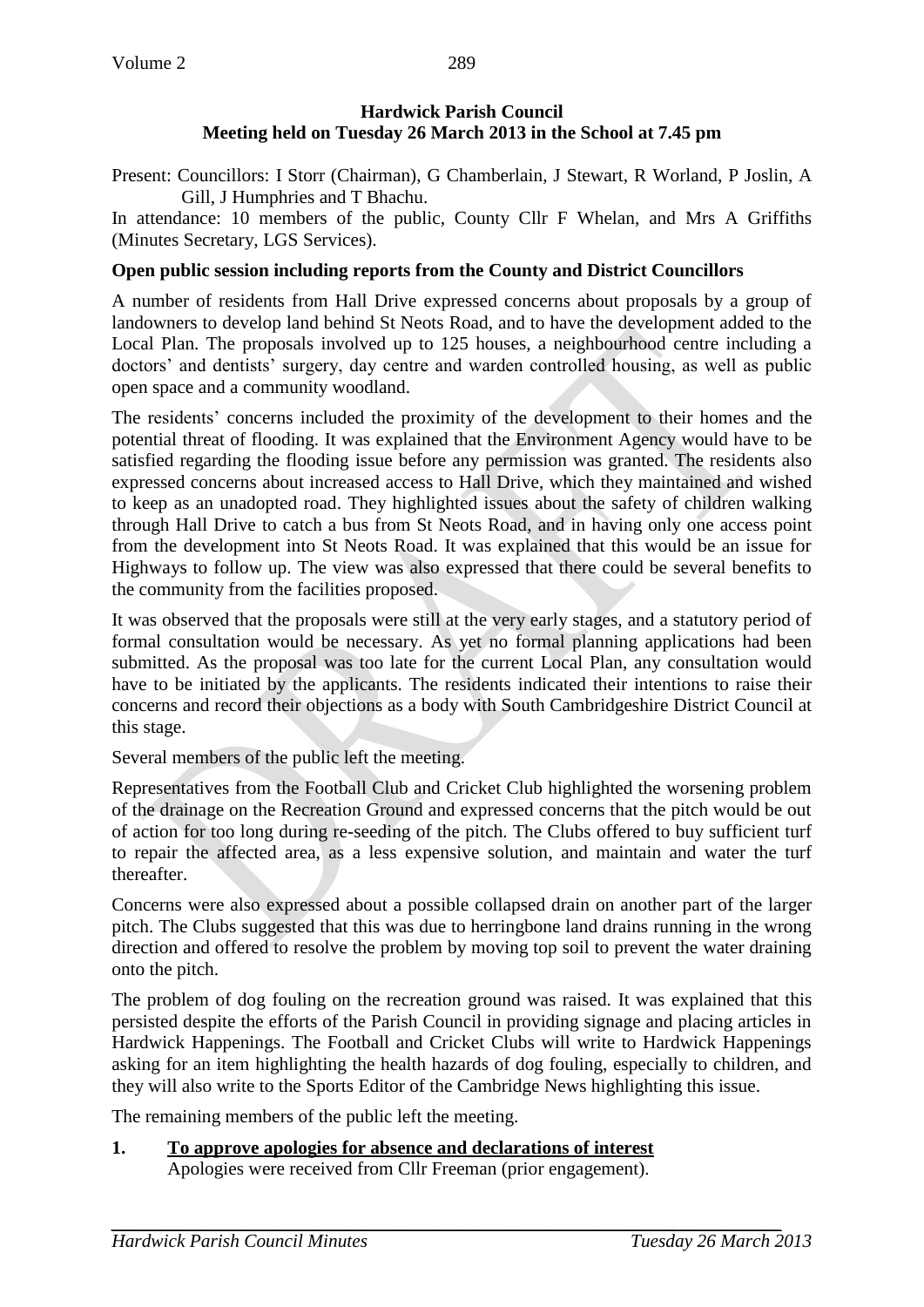**Hardwick Parish Council**
**Meeting held on Tuesday 26 March 2013 in the School at 7.45 pm**

Present: Councillors: I Storr (Chairman), G Chamberlain, J Stewart, R Worland, P Joslin, A Gill, J Humphries and T Bhachu.

In attendance: 10 members of the public, County Cllr F Whelan, and Mrs A Griffiths (Minutes Secretary, LGS Services).

**Open public session including reports from the County and District Councillors**

A number of residents from Hall Drive expressed concerns about proposals by a group of landowners to develop land behind St Neots Road, and to have the development added to the Local Plan. The proposals involved up to 125 houses, a neighbourhood centre including a doctors' and dentists' surgery, day centre and warden controlled housing, as well as public open space and a community woodland.

The residents' concerns included the proximity of the development to their homes and the potential threat of flooding. It was explained that the Environment Agency would have to be satisfied regarding the flooding issue before any permission was granted. The residents also expressed concerns about increased access to Hall Drive, which they maintained and wished to keep as an unadopted road. They highlighted issues about the safety of children walking through Hall Drive to catch a bus from St Neots Road, and in having only one access point from the development into St Neots Road. It was explained that this would be an issue for Highways to follow up. The view was also expressed that there could be several benefits to the community from the facilities proposed.

It was observed that the proposals were still at the very early stages, and a statutory period of formal consultation would be necessary. As yet no formal planning applications had been submitted. As the proposal was too late for the current Local Plan, any consultation would have to be initiated by the applicants. The residents indicated their intentions to raise their concerns and record their objections as a body with South Cambridgeshire District Council at this stage.

Several members of the public left the meeting.

Representatives from the Football Club and Cricket Club highlighted the worsening problem of the drainage on the Recreation Ground and expressed concerns that the pitch would be out of action for too long during re-seeding of the pitch. The Clubs offered to buy sufficient turf to repair the affected area, as a less expensive solution, and maintain and water the turf thereafter.

Concerns were also expressed about a possible collapsed drain on another part of the larger pitch. The Clubs suggested that this was due to herringbone land drains running in the wrong direction and offered to resolve the problem by moving top soil to prevent the water draining onto the pitch.

The problem of dog fouling on the recreation ground was raised. It was explained that this persisted despite the efforts of the Parish Council in providing signage and placing articles in Hardwick Happenings. The Football and Cricket Clubs will write to Hardwick Happenings asking for an item highlighting the health hazards of dog fouling, especially to children, and they will also write to the Sports Editor of the Cambridge News highlighting this issue.

The remaining members of the public left the meeting.

**1. <u>To approve apologies for absence and declarations of interest</u>**

Apologies were received from Cllr Freeman (prior engagement).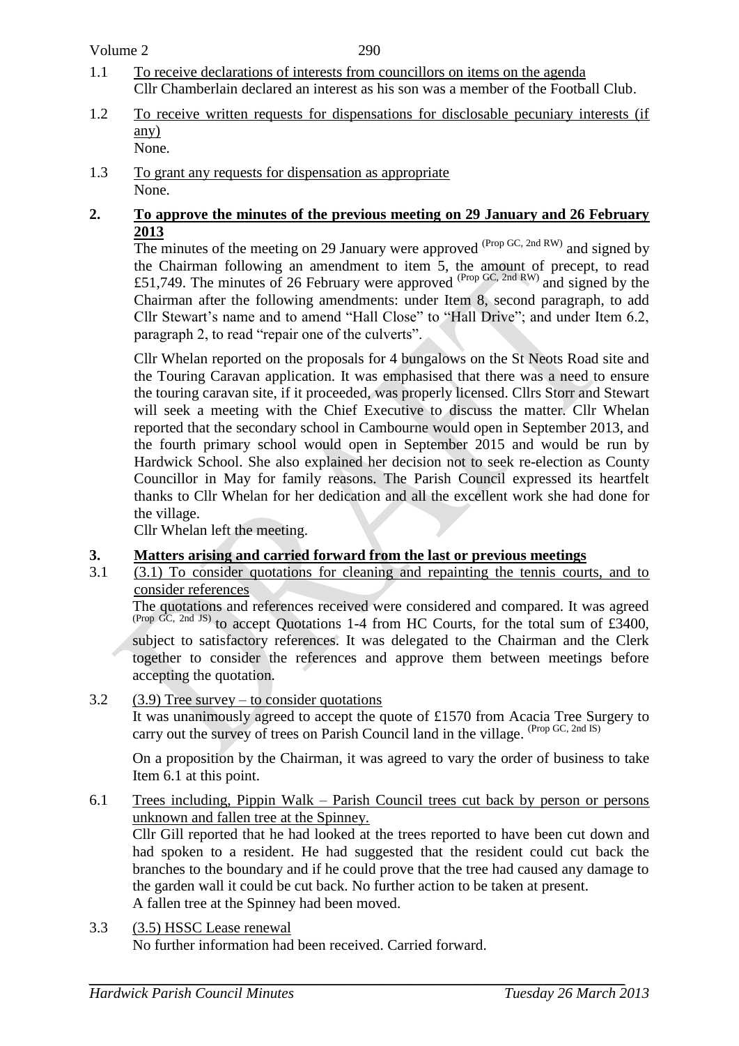1.1 To receive declarations of interests from councillors on items on the agenda
Cllr Chamberlain declared an interest as his son was a member of the Football Club.

1.2 To receive written requests for dispensations for disclosable pecuniary interests (if any)
None.

1.3 To grant any requests for dispensation as appropriate
None.

**2. To approve the minutes of the previous meeting on 29 January and 26 February 2013**

The minutes of the meeting on 29 January were approved (Prop GC, 2nd RW) and signed by the Chairman following an amendment to item 5, the amount of precept, to read £51,749. The minutes of 26 February were approved (Prop GC, 2nd RW) and signed by the Chairman after the following amendments: under Item 8, second paragraph, to add Cllr Stewart's name and to amend "Hall Close" to "Hall Drive"; and under Item 6.2, paragraph 2, to read "repair one of the culverts".

Cllr Whelan reported on the proposals for 4 bungalows on the St Neots Road site and the Touring Caravan application. It was emphasised that there was a need to ensure the touring caravan site, if it proceeded, was properly licensed. Cllrs Storr and Stewart will seek a meeting with the Chief Executive to discuss the matter. Cllr Whelan reported that the secondary school in Cambourne would open in September 2013, and the fourth primary school would open in September 2015 and would be run by Hardwick School. She also explained her decision not to seek re-election as County Councillor in May for family reasons. The Parish Council expressed its heartfelt thanks to Cllr Whelan for her dedication and all the excellent work she had done for the village.

Cllr Whelan left the meeting.

**3. Matters arising and carried forward from the last or previous meetings**

3.1 (3.1) To consider quotations for cleaning and repainting the tennis courts, and to consider references
The quotations and references received were considered and compared. It was agreed (Prop GC, 2nd JS) to accept Quotations 1-4 from HC Courts, for the total sum of £3400, subject to satisfactory references. It was delegated to the Chairman and the Clerk together to consider the references and approve them between meetings before accepting the quotation.

3.2 (3.9) Tree survey – to consider quotations
It was unanimously agreed to accept the quote of £1570 from Acacia Tree Surgery to carry out the survey of trees on Parish Council land in the village. (Prop GC, 2nd IS)

On a proposition by the Chairman, it was agreed to vary the order of business to take Item 6.1 at this point.

6.1 Trees including, Pippin Walk – Parish Council trees cut back by person or persons unknown and fallen tree at the Spinney.
Cllr Gill reported that he had looked at the trees reported to have been cut down and had spoken to a resident. He had suggested that the resident could cut back the branches to the boundary and if he could prove that the tree had caused any damage to the garden wall it could be cut back. No further action to be taken at present.
A fallen tree at the Spinney had been moved.

3.3 (3.5) HSSC Lease renewal
No further information had been received. Carried forward.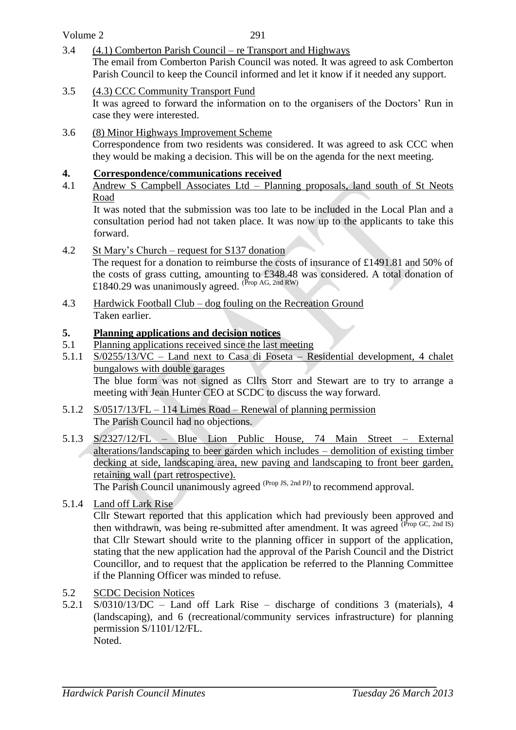3.4 (4.1) Comberton Parish Council – re Transport and Highways

The email from Comberton Parish Council was noted. It was agreed to ask Comberton Parish Council to keep the Council informed and let it know if it needed any support.

3.5 (4.3) CCC Community Transport Fund

It was agreed to forward the information on to the organisers of the Doctors' Run in case they were interested.

3.6 (8) Minor Highways Improvement Scheme

Correspondence from two residents was considered. It was agreed to ask CCC when they would be making a decision. This will be on the agenda for the next meeting.

## 4. Correspondence/communications received

4.1 Andrew S Campbell Associates Ltd – Planning proposals, land south of St Neots Road

It was noted that the submission was too late to be included in the Local Plan and a consultation period had not taken place. It was now up to the applicants to take this forward.

4.2 St Mary's Church – request for S137 donation

The request for a donation to reimburse the costs of insurance of £1491.81 and 50% of the costs of grass cutting, amounting to £348.48 was considered. A total donation of £1840.29 was unanimously agreed. (Prop AG, 2nd RW)

4.3 Hardwick Football Club – dog fouling on the Recreation Ground

Taken earlier.

## 5. Planning applications and decision notices

5.1 Planning applications received since the last meeting

5.1.1 S/0255/13/VC – Land next to Casa di Foseta – Residential development, 4 chalet bungalows with double garages

The blue form was not signed as Cllrs Storr and Stewart are to try to arrange a meeting with Jean Hunter CEO at SCDC to discuss the way forward.

5.1.2 S/0517/13/FL – 114 Limes Road – Renewal of planning permission

The Parish Council had no objections.

5.1.3 S/2327/12/FL – Blue Lion Public House, 74 Main Street – External alterations/landscaping to beer garden which includes – demolition of existing timber decking at side, landscaping area, new paving and landscaping to front beer garden, retaining wall (part retrospective).

The Parish Council unanimously agreed (Prop JS, 2nd PJ) to recommend approval.

5.1.4 Land off Lark Rise

Cllr Stewart reported that this application which had previously been approved and then withdrawn, was being re-submitted after amendment. It was agreed (Prop GC, 2nd IS) that Cllr Stewart should write to the planning officer in support of the application, stating that the new application had the approval of the Parish Council and the District Councillor, and to request that the application be referred to the Planning Committee if the Planning Officer was minded to refuse.

5.2 SCDC Decision Notices

5.2.1 S/0310/13/DC – Land off Lark Rise – discharge of conditions 3 (materials), 4 (landscaping), and 6 (recreational/community services infrastructure) for planning permission S/1101/12/FL.

Noted.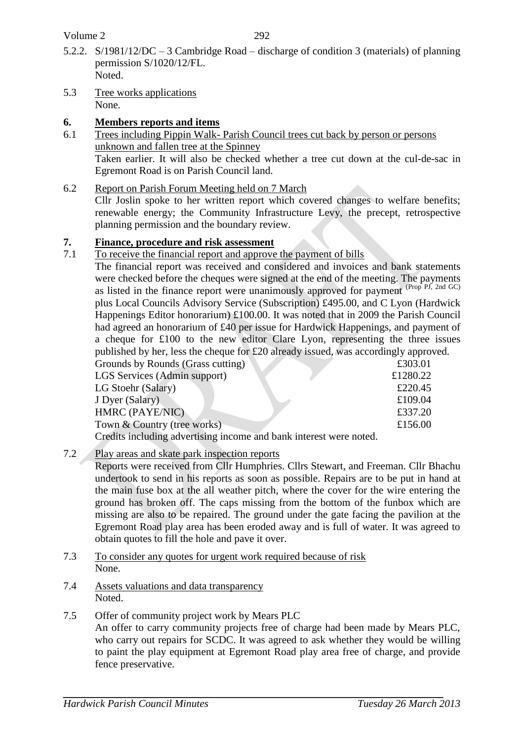5.2.2. S/1981/12/DC – 3 Cambridge Road – discharge of condition 3 (materials) of planning permission S/1020/12/FL.
Noted.

5.3 Tree works applications
None.

## 6. Members reports and items

6.1 Trees including Pippin Walk- Parish Council trees cut back by person or persons unknown and fallen tree at the Spinney
Taken earlier. It will also be checked whether a tree cut down at the cul-de-sac in Egremont Road is on Parish Council land.

6.2 Report on Parish Forum Meeting held on 7 March
Cllr Joslin spoke to her written report which covered changes to welfare benefits; renewable energy; the Community Infrastructure Levy, the precept, retrospective planning permission and the boundary review.

## 7. Finance, procedure and risk assessment

7.1 To receive the financial report and approve the payment of bills
The financial report was received and considered and invoices and bank statements were checked before the cheques were signed at the end of the meeting. The payments as listed in the finance report were unanimously approved for payment (Prop PJ, 2nd GC) plus Local Councils Advisory Service (Subscription) £495.00, and C Lyon (Hardwick Happenings Editor honorarium) £100.00. It was noted that in 2009 the Parish Council had agreed an honorarium of £40 per issue for Hardwick Happenings, and payment of a cheque for £100 to the new editor Clare Lyon, representing the three issues published by her, less the cheque for £20 already issued, was accordingly approved.

| | |
|---|---|
| Grounds by Rounds (Grass cutting) | £303.01 |
| LGS Services (Admin support) | £1280.22 |
| LG Stoehr (Salary) | £220.45 |
| J Dyer (Salary) | £109.04 |
| HMRC (PAYE/NIC) | £337.20 |
| Town & Country (tree works) | £156.00 |

Credits including advertising income and bank interest were noted.

7.2 Play areas and skate park inspection reports
Reports were received from Cllr Humphries. Cllrs Stewart, and Freeman. Cllr Bhachu undertook to send in his reports as soon as possible. Repairs are to be put in hand at the main fuse box at the all weather pitch, where the cover for the wire entering the ground has broken off. The caps missing from the bottom of the funbox which are missing are also to be repaired. The ground under the gate facing the pavilion at the Egremont Road play area has been eroded away and is full of water. It was agreed to obtain quotes to fill the hole and pave it over.

7.3 To consider any quotes for urgent work required because of risk
None.

7.4 Assets valuations and data transparency
Noted.

7.5 Offer of community project work by Mears PLC
An offer to carry community projects free of charge had been made by Mears PLC, who carry out repairs for SCDC. It was agreed to ask whether they would be willing to paint the play equipment at Egremont Road play area free of charge, and provide fence preservative.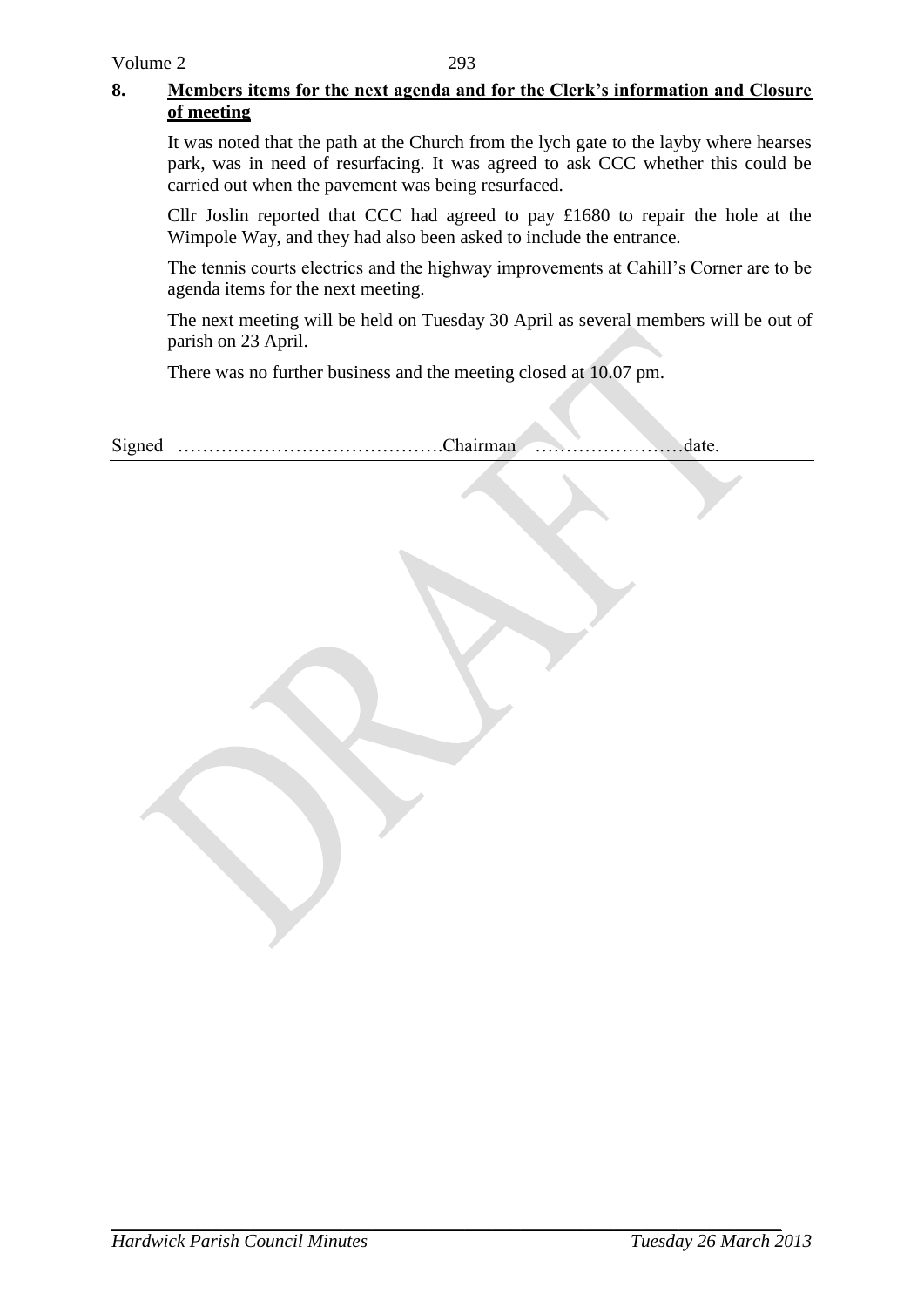## 8. Members items for the next agenda and for the Clerk's information and Closure of meeting

It was noted that the path at the Church from the lych gate to the layby where hearses park, was in need of resurfacing. It was agreed to ask CCC whether this could be carried out when the pavement was being resurfaced.

Cllr Joslin reported that CCC had agreed to pay £1680 to repair the hole at the Wimpole Way, and they had also been asked to include the entrance.

The tennis courts electrics and the highway improvements at Cahill's Corner are to be agenda items for the next meeting.

The next meeting will be held on Tuesday 30 April as several members will be out of parish on 23 April.

There was no further business and the meeting closed at 10.07 pm.

Signed …………………………………….Chairman ……………………date.